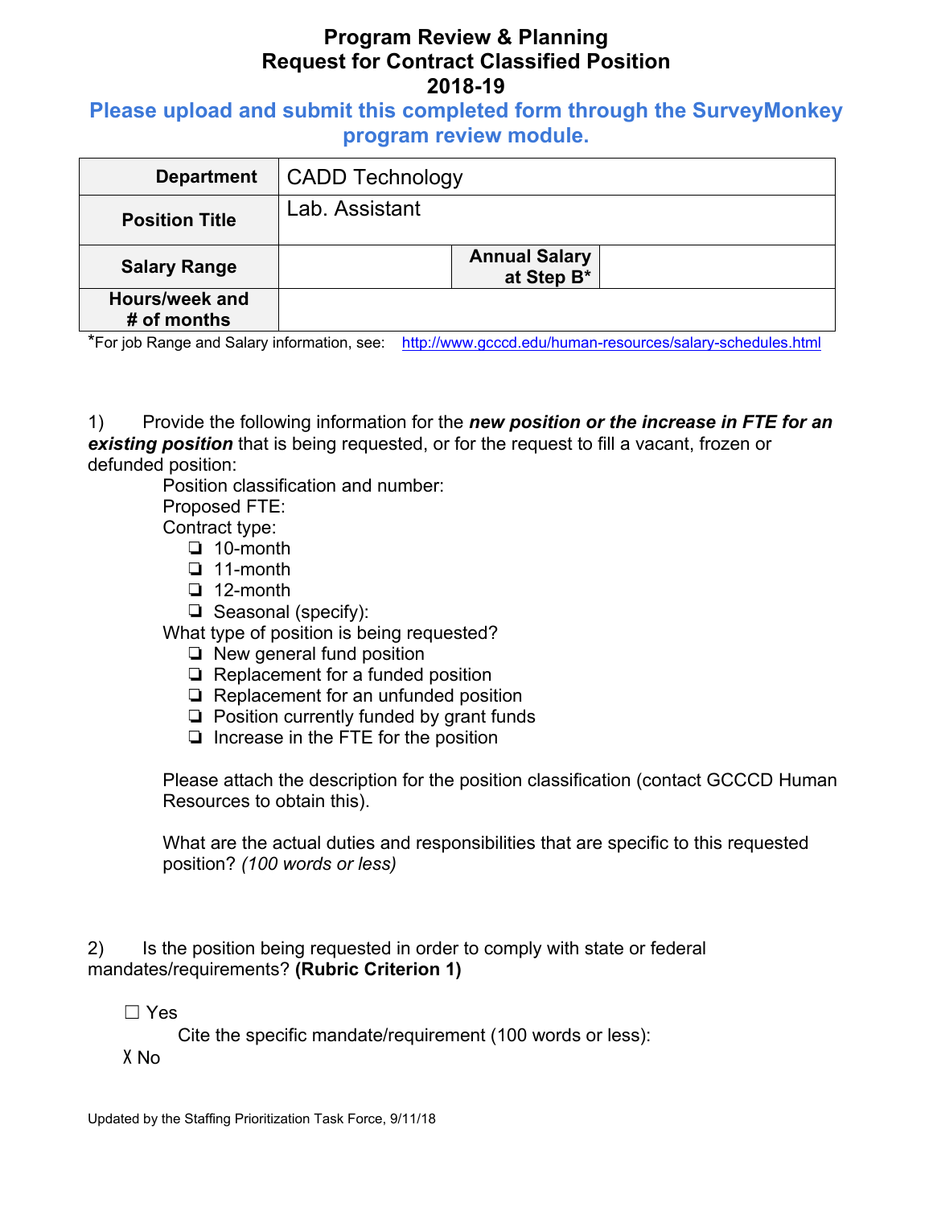# Program Review & Planning
# Request for Contract Classified Position
# 2018-19

**Please upload and submit this completed form through the SurveyMonkey program review module.**

| **Department** | CADD Technology | | |
|---|---|---|---|
| **Position Title** | Lab. Assistant | | |
| **Salary Range** | | **Annual Salary at Step B*** | |
| **Hours/week and # of months** | | | |

*For job Range and Salary information, see: http://www.gcccd.edu/human-resources/salary-schedules.html

1) Provide the following information for the ***new position or the increase in FTE for an existing position*** that is being requested, or for the request to fill a vacant, frozen or defunded position:

Position classification and number:

Proposed FTE:

Contract type:

- ❏ 10-month
- ❏ 11-month
- ❏ 12-month
- ❏ Seasonal (specify):

What type of position is being requested?

- ❏ New general fund position
- ❏ Replacement for a funded position
- ❏ Replacement for an unfunded position
- ❏ Position currently funded by grant funds
- ❏ Increase in the FTE for the position

Please attach the description for the position classification (contact GCCCD Human Resources to obtain this).

What are the actual duties and responsibilities that are specific to this requested position? *(100 words or less)*

2) Is the position being requested in order to comply with state or federal mandates/requirements? **(Rubric Criterion 1)**

☐ Yes

Cite the specific mandate/requirement (100 words or less):

X No

Updated by the Staffing Prioritization Task Force, 9/11/18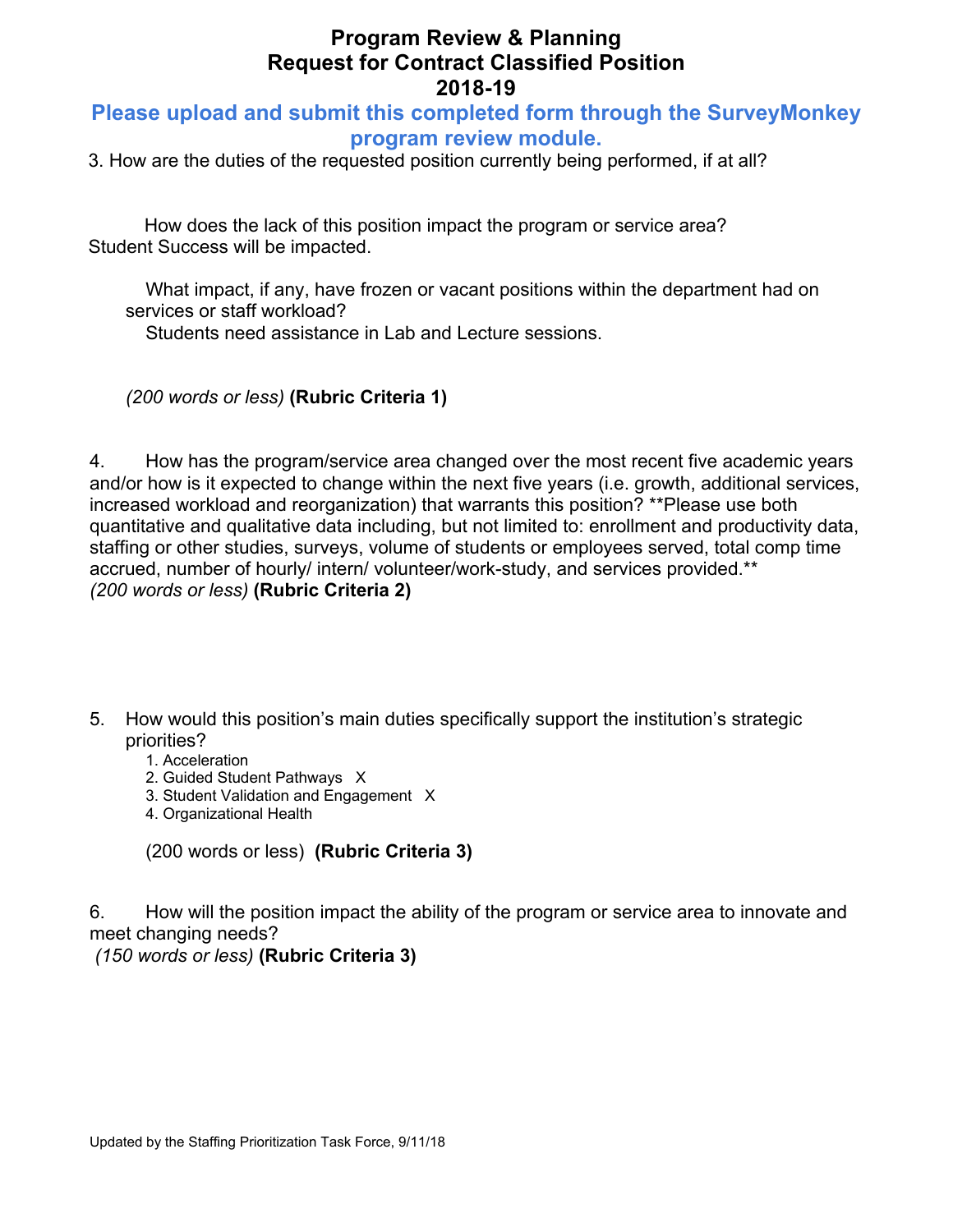# Program Review & Planning
# Request for Contract Classified Position
# 2018-19

**Please upload and submit this completed form through the SurveyMonkey program review module.**

3. How are the duties of the requested position currently being performed, if at all?

How does the lack of this position impact the program or service area?
Student Success will be impacted.

What impact, if any, have frozen or vacant positions within the department had on services or staff workload?
Students need assistance in Lab and Lecture sessions.

*(200 words or less)* **(Rubric Criteria 1)**

4. How has the program/service area changed over the most recent five academic years and/or how is it expected to change within the next five years (i.e. growth, additional services, increased workload and reorganization) that warrants this position? **Please use both quantitative and qualitative data including, but not limited to: enrollment and productivity data, staffing or other studies, surveys, volume of students or employees served, total comp time accrued, number of hourly/ intern/ volunteer/work-study, and services provided.**
*(200 words or less)* **(Rubric Criteria 2)**

5. How would this position's main duties specifically support the institution's strategic priorities?
   1. Acceleration
   2. Guided Student Pathways X
   3. Student Validation and Engagement X
   4. Organizational Health

   (200 words or less) **(Rubric Criteria 3)**

6. How will the position impact the ability of the program or service area to innovate and meet changing needs?
*(150 words or less)* **(Rubric Criteria 3)**

Updated by the Staffing Prioritization Task Force, 9/11/18